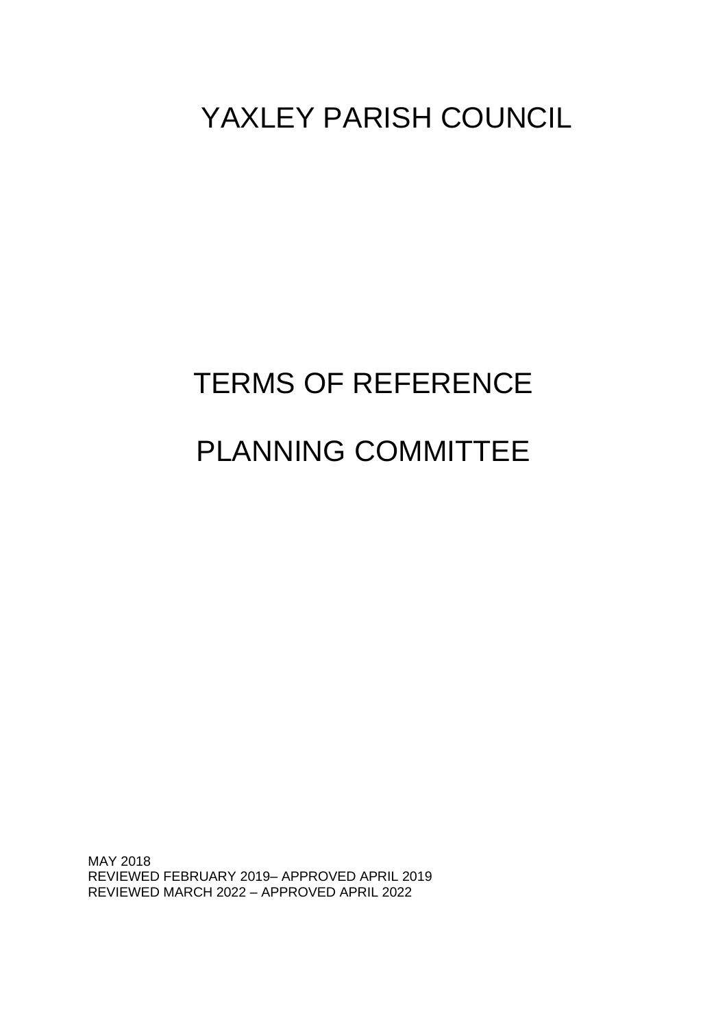# YAXLEY PARISH COUNCIL

# TERMS OF REFERENCE

# PLANNING COMMITTEE

MAY 2018
REVIEWED FEBRUARY 2019– APPROVED APRIL 2019
REVIEWED MARCH 2022 – APPROVED APRIL 2022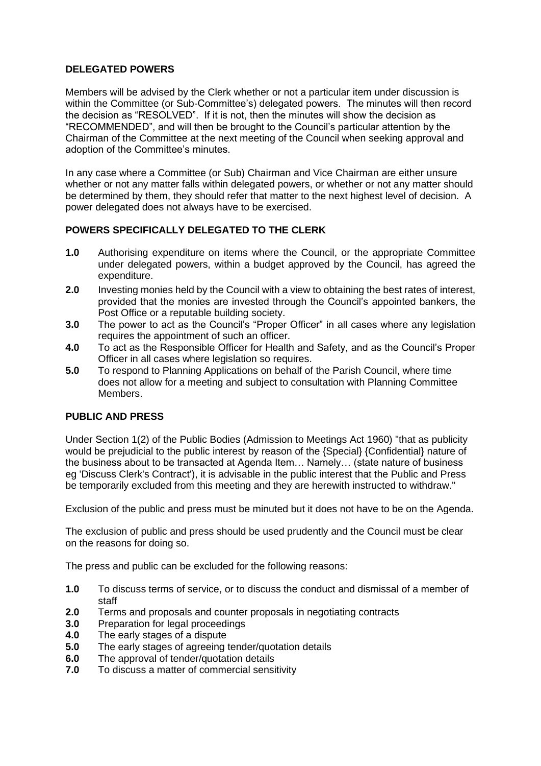## DELEGATED POWERS

Members will be advised by the Clerk whether or not a particular item under discussion is within the Committee (or Sub-Committee's) delegated powers. The minutes will then record the decision as "RESOLVED". If it is not, then the minutes will show the decision as "RECOMMENDED", and will then be brought to the Council's particular attention by the Chairman of the Committee at the next meeting of the Council when seeking approval and adoption of the Committee's minutes.

In any case where a Committee (or Sub) Chairman and Vice Chairman are either unsure whether or not any matter falls within delegated powers, or whether or not any matter should be determined by them, they should refer that matter to the next highest level of decision. A power delegated does not always have to be exercised.

## POWERS SPECIFICALLY DELEGATED TO THE CLERK

**1.0** Authorising expenditure on items where the Council, or the appropriate Committee under delegated powers, within a budget approved by the Council, has agreed the expenditure.

**2.0** Investing monies held by the Council with a view to obtaining the best rates of interest, provided that the monies are invested through the Council's appointed bankers, the Post Office or a reputable building society.

**3.0** The power to act as the Council's "Proper Officer" in all cases where any legislation requires the appointment of such an officer.

**4.0** To act as the Responsible Officer for Health and Safety, and as the Council's Proper Officer in all cases where legislation so requires.

**5.0** To respond to Planning Applications on behalf of the Parish Council, where time does not allow for a meeting and subject to consultation with Planning Committee Members.

## PUBLIC AND PRESS

Under Section 1(2) of the Public Bodies (Admission to Meetings Act 1960) "that as publicity would be prejudicial to the public interest by reason of the {Special} {Confidential} nature of the business about to be transacted at Agenda Item… Namely… (state nature of business eg 'Discuss Clerk's Contract'), it is advisable in the public interest that the Public and Press be temporarily excluded from this meeting and they are herewith instructed to withdraw."

Exclusion of the public and press must be minuted but it does not have to be on the Agenda.

The exclusion of public and press should be used prudently and the Council must be clear on the reasons for doing so.

The press and public can be excluded for the following reasons:

**1.0** To discuss terms of service, or to discuss the conduct and dismissal of a member of staff

**2.0** Terms and proposals and counter proposals in negotiating contracts

**3.0** Preparation for legal proceedings

**4.0** The early stages of a dispute

**5.0** The early stages of agreeing tender/quotation details

**6.0** The approval of tender/quotation details

**7.0** To discuss a matter of commercial sensitivity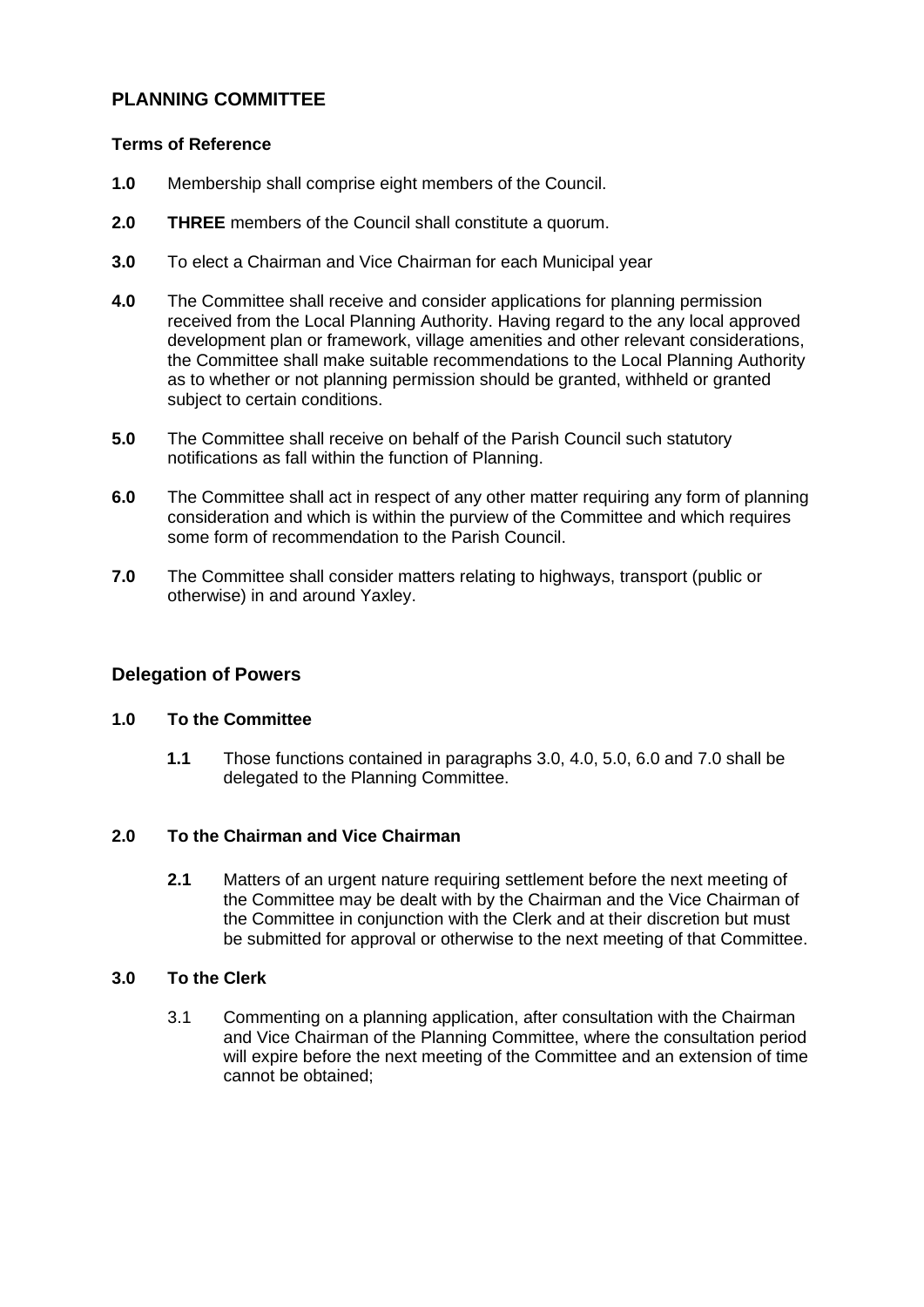## PLANNING COMMITTEE

### Terms of Reference

**1.0** Membership shall comprise eight members of the Council.

**2.0** **THREE** members of the Council shall constitute a quorum.

**3.0** To elect a Chairman and Vice Chairman for each Municipal year

**4.0** The Committee shall receive and consider applications for planning permission received from the Local Planning Authority. Having regard to the any local approved development plan or framework, village amenities and other relevant considerations, the Committee shall make suitable recommendations to the Local Planning Authority as to whether or not planning permission should be granted, withheld or granted subject to certain conditions.

**5.0** The Committee shall receive on behalf of the Parish Council such statutory notifications as fall within the function of Planning.

**6.0** The Committee shall act in respect of any other matter requiring any form of planning consideration and which is within the purview of the Committee and which requires some form of recommendation to the Parish Council.

**7.0** The Committee shall consider matters relating to highways, transport (public or otherwise) in and around Yaxley.

## Delegation of Powers

### 1.0 To the Committee

**1.1** Those functions contained in paragraphs 3.0, 4.0, 5.0, 6.0 and 7.0 shall be delegated to the Planning Committee.

### 2.0 To the Chairman and Vice Chairman

**2.1** Matters of an urgent nature requiring settlement before the next meeting of the Committee may be dealt with by the Chairman and the Vice Chairman of the Committee in conjunction with the Clerk and at their discretion but must be submitted for approval or otherwise to the next meeting of that Committee.

### 3.0 To the Clerk

3.1 Commenting on a planning application, after consultation with the Chairman and Vice Chairman of the Planning Committee, where the consultation period will expire before the next meeting of the Committee and an extension of time cannot be obtained;